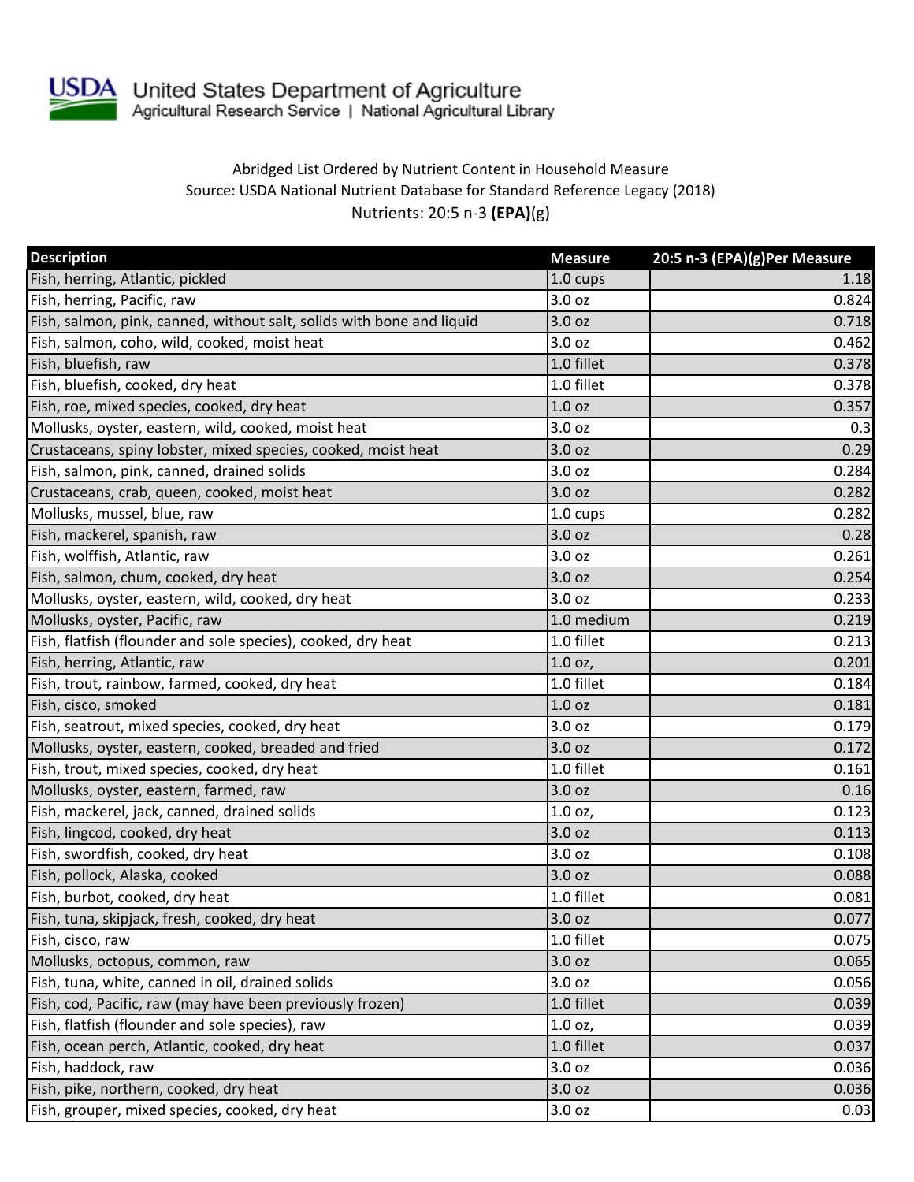United States Department of Agriculture
Agricultural Research Service | National Agricultural Library

Abridged List Ordered by Nutrient Content in Household Measure
Source: USDA National Nutrient Database for Standard Reference Legacy (2018)
Nutrients: 20:5 n-3 **(EPA)**(g)

| Description | Measure | 20:5 n-3 (EPA)(g)Per Measure |
|---|---|---|
| Fish, herring, Atlantic, pickled | 1.0 cups | 1.18 |
| Fish, herring, Pacific, raw | 3.0 oz | 0.824 |
| Fish, salmon, pink, canned, without salt, solids with bone and liquid | 3.0 oz | 0.718 |
| Fish, salmon, coho, wild, cooked, moist heat | 3.0 oz | 0.462 |
| Fish, bluefish, raw | 1.0 fillet | 0.378 |
| Fish, bluefish, cooked, dry heat | 1.0 fillet | 0.378 |
| Fish, roe, mixed species, cooked, dry heat | 1.0 oz | 0.357 |
| Mollusks, oyster, eastern, wild, cooked, moist heat | 3.0 oz | 0.3 |
| Crustaceans, spiny lobster, mixed species, cooked, moist heat | 3.0 oz | 0.29 |
| Fish, salmon, pink, canned, drained solids | 3.0 oz | 0.284 |
| Crustaceans, crab, queen, cooked, moist heat | 3.0 oz | 0.282 |
| Mollusks, mussel, blue, raw | 1.0 cups | 0.282 |
| Fish, mackerel, spanish, raw | 3.0 oz | 0.28 |
| Fish, wolffish, Atlantic, raw | 3.0 oz | 0.261 |
| Fish, salmon, chum, cooked, dry heat | 3.0 oz | 0.254 |
| Mollusks, oyster, eastern, wild, cooked, dry heat | 3.0 oz | 0.233 |
| Mollusks, oyster, Pacific, raw | 1.0 medium | 0.219 |
| Fish, flatfish (flounder and sole species), cooked, dry heat | 1.0 fillet | 0.213 |
| Fish, herring, Atlantic, raw | 1.0 oz, | 0.201 |
| Fish, trout, rainbow, farmed, cooked, dry heat | 1.0 fillet | 0.184 |
| Fish, cisco, smoked | 1.0 oz | 0.181 |
| Fish, seatrout, mixed species, cooked, dry heat | 3.0 oz | 0.179 |
| Mollusks, oyster, eastern, cooked, breaded and fried | 3.0 oz | 0.172 |
| Fish, trout, mixed species, cooked, dry heat | 1.0 fillet | 0.161 |
| Mollusks, oyster, eastern, farmed, raw | 3.0 oz | 0.16 |
| Fish, mackerel, jack, canned, drained solids | 1.0 oz, | 0.123 |
| Fish, lingcod, cooked, dry heat | 3.0 oz | 0.113 |
| Fish, swordfish, cooked, dry heat | 3.0 oz | 0.108 |
| Fish, pollock, Alaska, cooked | 3.0 oz | 0.088 |
| Fish, burbot, cooked, dry heat | 1.0 fillet | 0.081 |
| Fish, tuna, skipjack, fresh, cooked, dry heat | 3.0 oz | 0.077 |
| Fish, cisco, raw | 1.0 fillet | 0.075 |
| Mollusks, octopus, common, raw | 3.0 oz | 0.065 |
| Fish, tuna, white, canned in oil, drained solids | 3.0 oz | 0.056 |
| Fish, cod, Pacific, raw (may have been previously frozen) | 1.0 fillet | 0.039 |
| Fish, flatfish (flounder and sole species), raw | 1.0 oz, | 0.039 |
| Fish, ocean perch, Atlantic, cooked, dry heat | 1.0 fillet | 0.037 |
| Fish, haddock, raw | 3.0 oz | 0.036 |
| Fish, pike, northern, cooked, dry heat | 3.0 oz | 0.036 |
| Fish, grouper, mixed species, cooked, dry heat | 3.0 oz | 0.03 |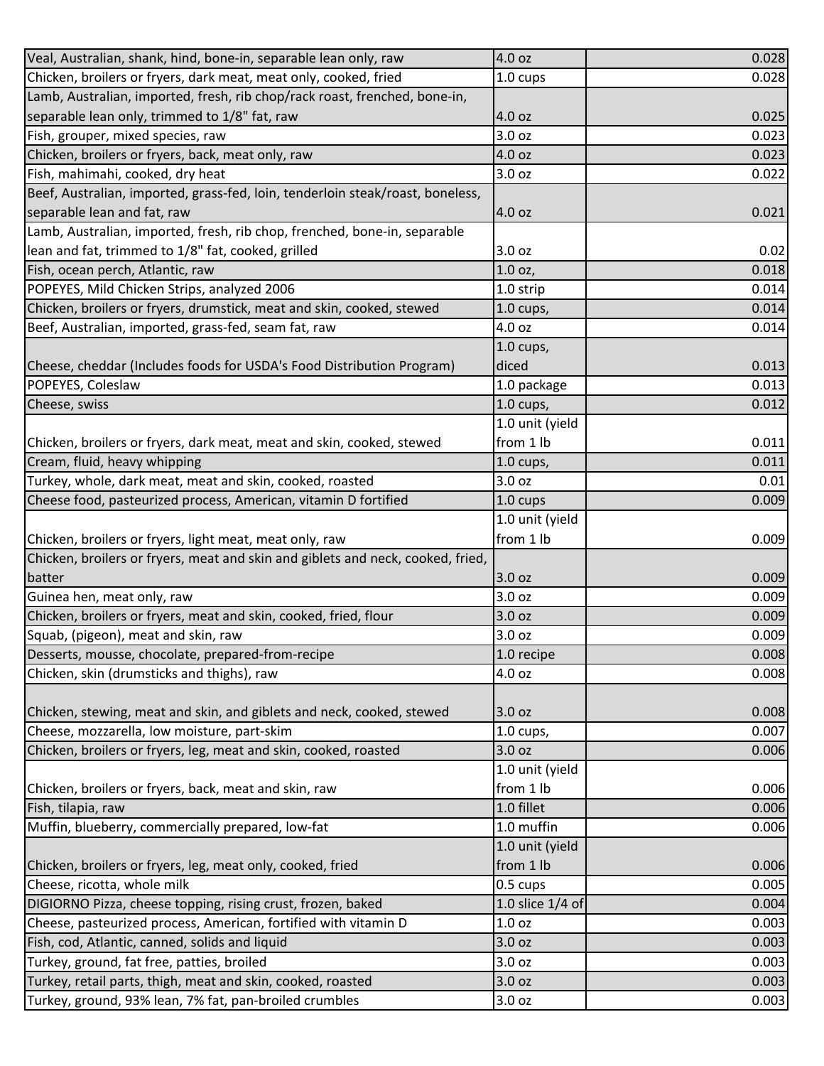| Veal, Australian, shank, hind, bone-in, separable lean only, raw | 4.0 oz | 0.028 |
|---|---|---|
| Chicken, broilers or fryers, dark meat, meat only, cooked, fried | 1.0 cups | 0.028 |
| Lamb, Australian, imported, fresh, rib chop/rack roast, frenched, bone-in, separable lean only, trimmed to 1/8" fat, raw | 4.0 oz | 0.025 |
| Fish, grouper, mixed species, raw | 3.0 oz | 0.023 |
| Chicken, broilers or fryers, back, meat only, raw | 4.0 oz | 0.023 |
| Fish, mahimahi, cooked, dry heat | 3.0 oz | 0.022 |
| Beef, Australian, imported, grass-fed, loin, tenderloin steak/roast, boneless, separable lean and fat, raw | 4.0 oz | 0.021 |
| Lamb, Australian, imported, fresh, rib chop, frenched, bone-in, separable lean and fat, trimmed to 1/8" fat, cooked, grilled | 3.0 oz | 0.02 |
| Fish, ocean perch, Atlantic, raw | 1.0 oz, | 0.018 |
| POPEYES, Mild Chicken Strips, analyzed 2006 | 1.0 strip | 0.014 |
| Chicken, broilers or fryers, drumstick, meat and skin, cooked, stewed | 1.0 cups, | 0.014 |
| Beef, Australian, imported, grass-fed, seam fat, raw | 4.0 oz | 0.014 |
| Cheese, cheddar (Includes foods for USDA's Food Distribution Program) | 1.0 cups, diced | 0.013 |
| POPEYES, Coleslaw | 1.0 package | 0.013 |
| Cheese, swiss | 1.0 cups, | 0.012 |
| Chicken, broilers or fryers, dark meat, meat and skin, cooked, stewed | 1.0 unit (yield from 1 lb | 0.011 |
| Cream, fluid, heavy whipping | 1.0 cups, | 0.011 |
| Turkey, whole, dark meat, meat and skin, cooked, roasted | 3.0 oz | 0.01 |
| Cheese food, pasteurized process, American, vitamin D fortified | 1.0 cups | 0.009 |
| Chicken, broilers or fryers, light meat, meat only, raw | 1.0 unit (yield from 1 lb | 0.009 |
| Chicken, broilers or fryers, meat and skin and giblets and neck, cooked, fried, batter | 3.0 oz | 0.009 |
| Guinea hen, meat only, raw | 3.0 oz | 0.009 |
| Chicken, broilers or fryers, meat and skin, cooked, fried, flour | 3.0 oz | 0.009 |
| Squab, (pigeon), meat and skin, raw | 3.0 oz | 0.009 |
| Desserts, mousse, chocolate, prepared-from-recipe | 1.0 recipe | 0.008 |
| Chicken, skin (drumsticks and thighs), raw | 4.0 oz | 0.008 |
| Chicken, stewing, meat and skin, and giblets and neck, cooked, stewed | 3.0 oz | 0.008 |
| Cheese, mozzarella, low moisture, part-skim | 1.0 cups, | 0.007 |
| Chicken, broilers or fryers, leg, meat and skin, cooked, roasted | 3.0 oz | 0.006 |
| Chicken, broilers or fryers, back, meat and skin, raw | 1.0 unit (yield from 1 lb | 0.006 |
| Fish, tilapia, raw | 1.0 fillet | 0.006 |
| Muffin, blueberry, commercially prepared, low-fat | 1.0 muffin | 0.006 |
| Chicken, broilers or fryers, leg, meat only, cooked, fried | 1.0 unit (yield from 1 lb | 0.006 |
| Cheese, ricotta, whole milk | 0.5 cups | 0.005 |
| DIGIORNO Pizza, cheese topping, rising crust, frozen, baked | 1.0 slice 1/4 of | 0.004 |
| Cheese, pasteurized process, American, fortified with vitamin D | 1.0 oz | 0.003 |
| Fish, cod, Atlantic, canned, solids and liquid | 3.0 oz | 0.003 |
| Turkey, ground, fat free, patties, broiled | 3.0 oz | 0.003 |
| Turkey, retail parts, thigh, meat and skin, cooked, roasted | 3.0 oz | 0.003 |
| Turkey, ground, 93% lean, 7% fat, pan-broiled crumbles | 3.0 oz | 0.003 |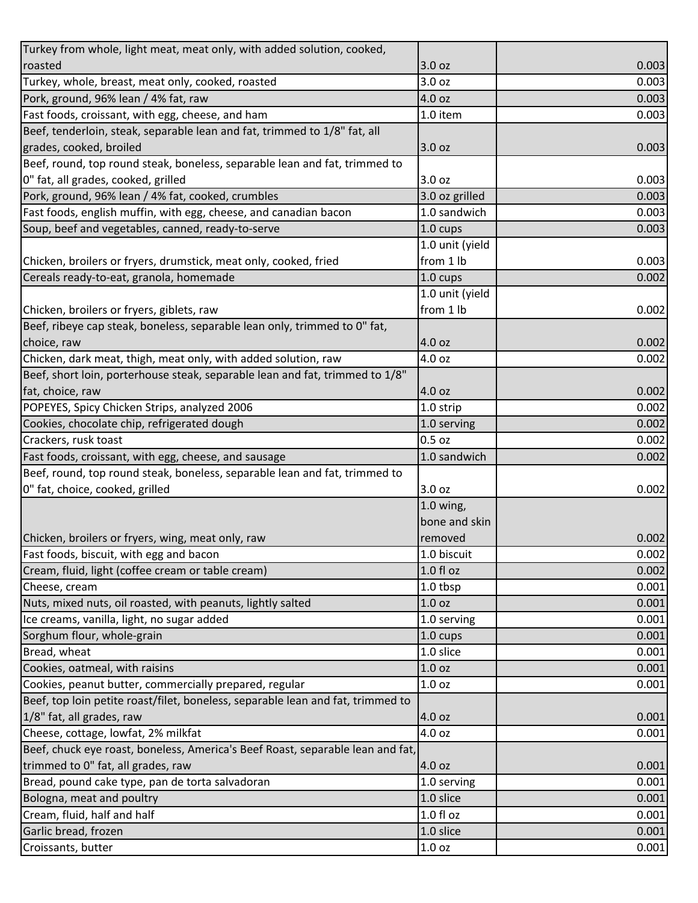| | | |
|---|---|---|
| Turkey from whole, light meat, meat only, with added solution, cooked, roasted | 3.0 oz | 0.003 |
| Turkey, whole, breast, meat only, cooked, roasted | 3.0 oz | 0.003 |
| Pork, ground, 96% lean / 4% fat, raw | 4.0 oz | 0.003 |
| Fast foods, croissant, with egg, cheese, and ham | 1.0 item | 0.003 |
| Beef, tenderloin, steak, separable lean and fat, trimmed to 1/8" fat, all grades, cooked, broiled | 3.0 oz | 0.003 |
| Beef, round, top round steak, boneless, separable lean and fat, trimmed to 0" fat, all grades, cooked, grilled | 3.0 oz | 0.003 |
| Pork, ground, 96% lean / 4% fat, cooked, crumbles | 3.0 oz grilled | 0.003 |
| Fast foods, english muffin, with egg, cheese, and canadian bacon | 1.0 sandwich | 0.003 |
| Soup, beef and vegetables, canned, ready-to-serve | 1.0 cups | 0.003 |
| Chicken, broilers or fryers, drumstick, meat only, cooked, fried | 1.0 unit (yield from 1 lb | 0.003 |
| Cereals ready-to-eat, granola, homemade | 1.0 cups | 0.002 |
| Chicken, broilers or fryers, giblets, raw | 1.0 unit (yield from 1 lb | 0.002 |
| Beef, ribeye cap steak, boneless, separable lean only, trimmed to 0" fat, choice, raw | 4.0 oz | 0.002 |
| Chicken, dark meat, thigh, meat only, with added solution, raw | 4.0 oz | 0.002 |
| Beef, short loin, porterhouse steak, separable lean and fat, trimmed to 1/8" fat, choice, raw | 4.0 oz | 0.002 |
| POPEYES, Spicy Chicken Strips, analyzed 2006 | 1.0 strip | 0.002 |
| Cookies, chocolate chip, refrigerated dough | 1.0 serving | 0.002 |
| Crackers, rusk toast | 0.5 oz | 0.002 |
| Fast foods, croissant, with egg, cheese, and sausage | 1.0 sandwich | 0.002 |
| Beef, round, top round steak, boneless, separable lean and fat, trimmed to 0" fat, choice, cooked, grilled | 3.0 oz | 0.002 |
| Chicken, broilers or fryers, wing, meat only, raw | 1.0 wing, bone and skin removed | 0.002 |
| Fast foods, biscuit, with egg and bacon | 1.0 biscuit | 0.002 |
| Cream, fluid, light (coffee cream or table cream) | 1.0 fl oz | 0.002 |
| Cheese, cream | 1.0 tbsp | 0.001 |
| Nuts, mixed nuts, oil roasted, with peanuts, lightly salted | 1.0 oz | 0.001 |
| Ice creams, vanilla, light, no sugar added | 1.0 serving | 0.001 |
| Sorghum flour, whole-grain | 1.0 cups | 0.001 |
| Bread, wheat | 1.0 slice | 0.001 |
| Cookies, oatmeal, with raisins | 1.0 oz | 0.001 |
| Cookies, peanut butter, commercially prepared, regular | 1.0 oz | 0.001 |
| Beef, top loin petite roast/filet, boneless, separable lean and fat, trimmed to 1/8" fat, all grades, raw | 4.0 oz | 0.001 |
| Cheese, cottage, lowfat, 2% milkfat | 4.0 oz | 0.001 |
| Beef, chuck eye roast, boneless, America's Beef Roast, separable lean and fat, trimmed to 0" fat, all grades, raw | 4.0 oz | 0.001 |
| Bread, pound cake type, pan de torta salvadoran | 1.0 serving | 0.001 |
| Bologna, meat and poultry | 1.0 slice | 0.001 |
| Cream, fluid, half and half | 1.0 fl oz | 0.001 |
| Garlic bread, frozen | 1.0 slice | 0.001 |
| Croissants, butter | 1.0 oz | 0.001 |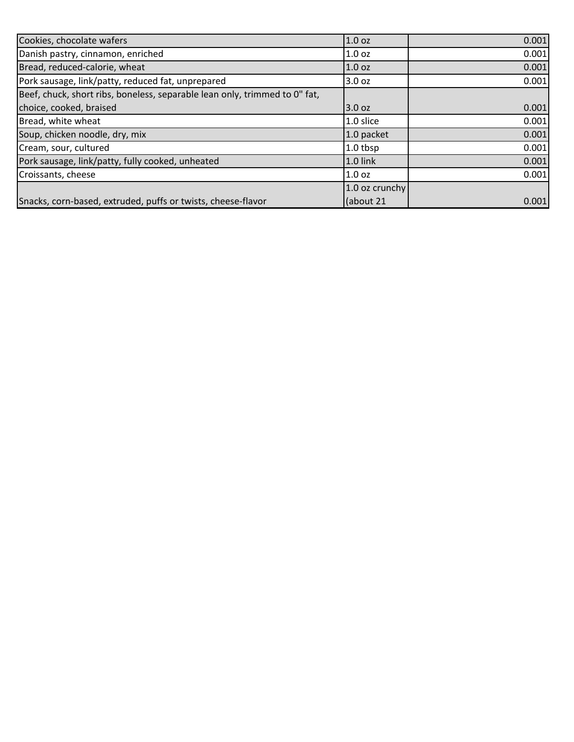| | | |
|---|---|---|
| Cookies, chocolate wafers | 1.0 oz | 0.001 |
| Danish pastry, cinnamon, enriched | 1.0 oz | 0.001 |
| Bread, reduced-calorie, wheat | 1.0 oz | 0.001 |
| Pork sausage, link/patty, reduced fat, unprepared | 3.0 oz | 0.001 |
| Beef, chuck, short ribs, boneless, separable lean only, trimmed to 0" fat, choice, cooked, braised | 3.0 oz | 0.001 |
| Bread, white wheat | 1.0 slice | 0.001 |
| Soup, chicken noodle, dry, mix | 1.0 packet | 0.001 |
| Cream, sour, cultured | 1.0 tbsp | 0.001 |
| Pork sausage, link/patty, fully cooked, unheated | 1.0 link | 0.001 |
| Croissants, cheese | 1.0 oz | 0.001 |
| Snacks, corn-based, extruded, puffs or twists, cheese-flavor | 1.0 oz crunchy (about 21 | 0.001 |